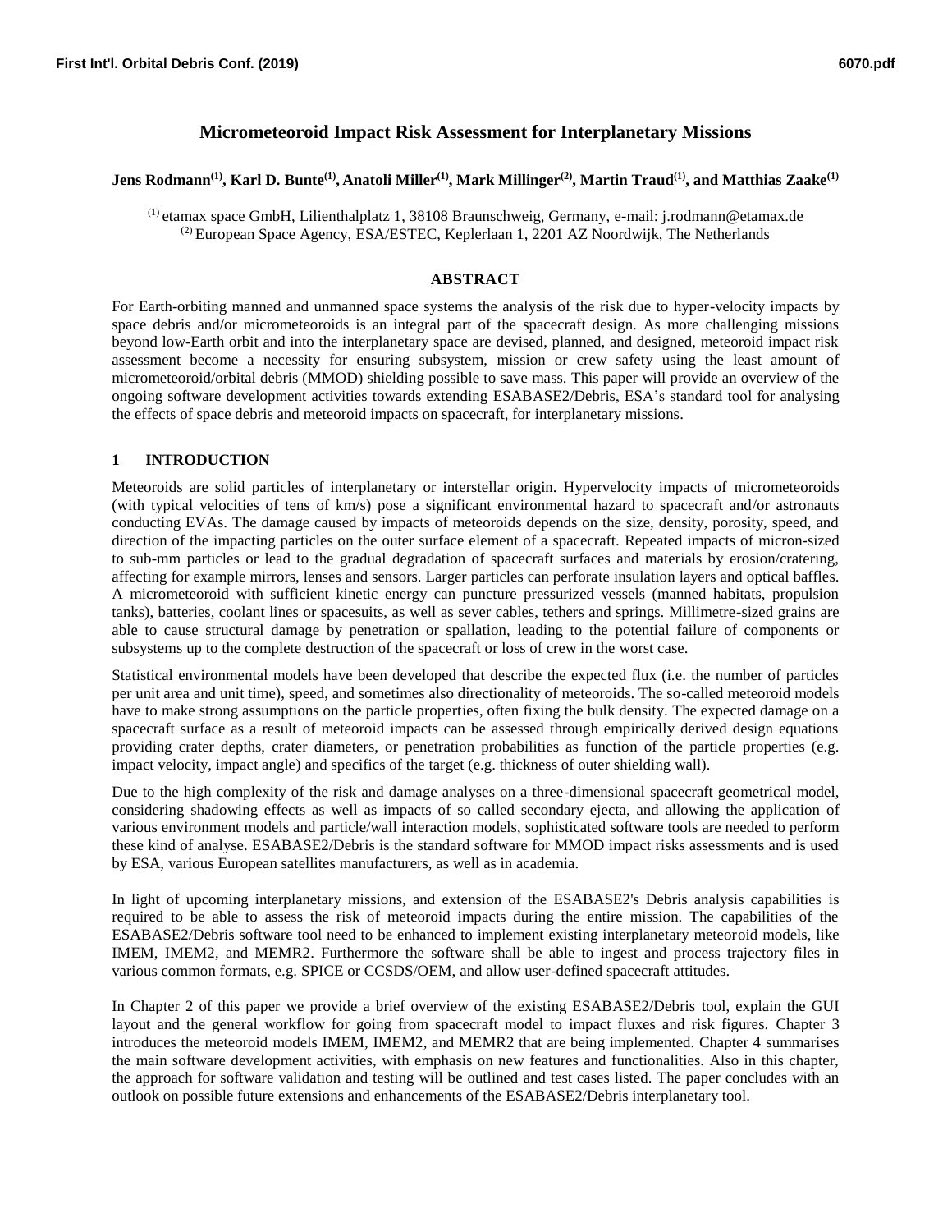# Micrometeoroid Impact Risk Assessment for Interplanetary Missions

**Jens Rodmann[1], Karl D. Bunte[1], Anatoli Miller[1], Mark Millinger[2], Martin Traud[1], and Matthias Zaake[1]**

[1] etamax space GmbH, Lilienthalplatz 1, 38108 Braunschweig, Germany, e-mail: j.rodmann@etamax.de
[2] European Space Agency, ESA/ESTEC, Keplerlaan 1, 2201 AZ Noordwijk, The Netherlands

## ABSTRACT

For Earth-orbiting manned and unmanned space systems the analysis of the risk due to hyper-velocity impacts by space debris and/or micrometeoroids is an integral part of the spacecraft design. As more challenging missions beyond low-Earth orbit and into the interplanetary space are devised, planned, and designed, meteoroid impact risk assessment become a necessity for ensuring subsystem, mission or crew safety using the least amount of micrometeoroid/orbital debris (MMOD) shielding possible to save mass. This paper will provide an overview of the ongoing software development activities towards extending ESABASE2/Debris, ESA's standard tool for analysing the effects of space debris and meteoroid impacts on spacecraft, for interplanetary missions.

## 1 INTRODUCTION

Meteoroids are solid particles of interplanetary or interstellar origin. Hypervelocity impacts of micrometeoroids (with typical velocities of tens of km/s) pose a significant environmental hazard to spacecraft and/or astronauts conducting EVAs. The damage caused by impacts of meteoroids depends on the size, density, porosity, speed, and direction of the impacting particles on the outer surface element of a spacecraft. Repeated impacts of micron-sized to sub-mm particles or lead to the gradual degradation of spacecraft surfaces and materials by erosion/cratering, affecting for example mirrors, lenses and sensors. Larger particles can perforate insulation layers and optical baffles. A micrometeoroid with sufficient kinetic energy can puncture pressurized vessels (manned habitats, propulsion tanks), batteries, coolant lines or spacesuits, as well as sever cables, tethers and springs. Millimetre-sized grains are able to cause structural damage by penetration or spallation, leading to the potential failure of components or subsystems up to the complete destruction of the spacecraft or loss of crew in the worst case.

Statistical environmental models have been developed that describe the expected flux (i.e. the number of particles per unit area and unit time), speed, and sometimes also directionality of meteoroids. The so-called meteoroid models have to make strong assumptions on the particle properties, often fixing the bulk density. The expected damage on a spacecraft surface as a result of meteoroid impacts can be assessed through empirically derived design equations providing crater depths, crater diameters, or penetration probabilities as function of the particle properties (e.g. impact velocity, impact angle) and specifics of the target (e.g. thickness of outer shielding wall).

Due to the high complexity of the risk and damage analyses on a three-dimensional spacecraft geometrical model, considering shadowing effects as well as impacts of so called secondary ejecta, and allowing the application of various environment models and particle/wall interaction models, sophisticated software tools are needed to perform these kind of analyse. ESABASE2/Debris is the standard software for MMOD impact risks assessments and is used by ESA, various European satellites manufacturers, as well as in academia.

In light of upcoming interplanetary missions, and extension of the ESABASE2's Debris analysis capabilities is required to be able to assess the risk of meteoroid impacts during the entire mission. The capabilities of the ESABASE2/Debris software tool need to be enhanced to implement existing interplanetary meteoroid models, like IMEM, IMEM2, and MEMR2. Furthermore the software shall be able to ingest and process trajectory files in various common formats, e.g. SPICE or CCSDS/OEM, and allow user-defined spacecraft attitudes.

In Chapter 2 of this paper we provide a brief overview of the existing ESABASE2/Debris tool, explain the GUI layout and the general workflow for going from spacecraft model to impact fluxes and risk figures. Chapter 3 introduces the meteoroid models IMEM, IMEM2, and MEMR2 that are being implemented. Chapter 4 summarises the main software development activities, with emphasis on new features and functionalities. Also in this chapter, the approach for software validation and testing will be outlined and test cases listed. The paper concludes with an outlook on possible future extensions and enhancements of the ESABASE2/Debris interplanetary tool.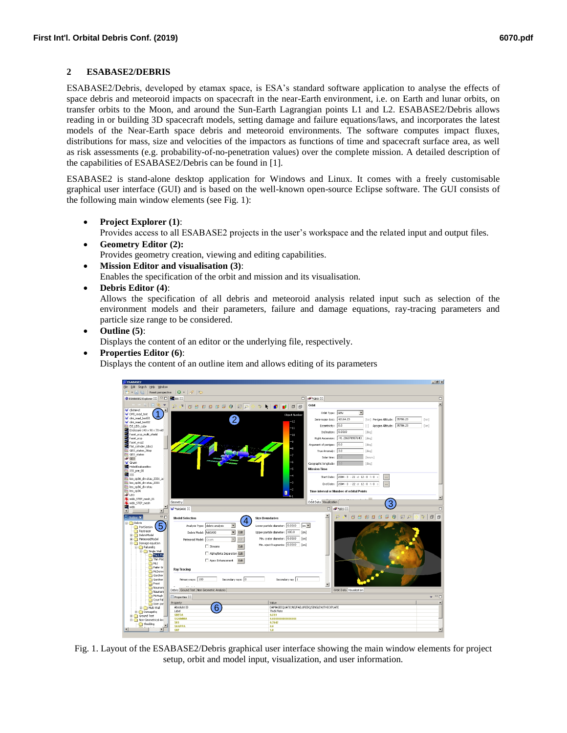## 2 ESABASE2/DEBRIS

ESABASE2/Debris, developed by etamax space, is ESA's standard software application to analyse the effects of space debris and meteoroid impacts on spacecraft in the near-Earth environment, i.e. on Earth and lunar orbits, on transfer orbits to the Moon, and around the Sun-Earth Lagrangian points L1 and L2. ESABASE2/Debris allows reading in or building 3D spacecraft models, setting damage and failure equations/laws, and incorporates the latest models of the Near-Earth space debris and meteoroid environments. The software computes impact fluxes, distributions for mass, size and velocities of the impactors as functions of time and spacecraft surface area, as well as risk assessments (e.g. probability-of-no-penetration values) over the complete mission. A detailed description of the capabilities of ESABASE2/Debris can be found in [1].

ESABASE2 is stand-alone desktop application for Windows and Linux. It comes with a freely customisable graphical user interface (GUI) and is based on the well-known open-source Eclipse software. The GUI consists of the following main window elements (see Fig. 1):

- **Project Explorer (1)**:
  Provides access to all ESABASE2 projects in the user's workspace and the related input and output files.
- **Geometry Editor (2):**
  Provides geometry creation, viewing and editing capabilities.
- **Mission Editor and visualisation (3)**:
  Enables the specification of the orbit and mission and its visualisation.
- **Debris Editor (4)**:
  Allows the specification of all debris and meteoroid analysis related input such as selection of the environment models and their parameters, failure and damage equations, ray-tracing parameters and particle size range to be considered.
- **Outline (5)**:
  Displays the content of an editor or the underlying file, respectively.
- **Properties Editor (6)**:
  Displays the content of an outline item and allows editing of its parameters

Fig. 1. Layout of the ESABASE2/Debris graphical user interface showing the main window elements for project setup, orbit and model input, visualization, and user information.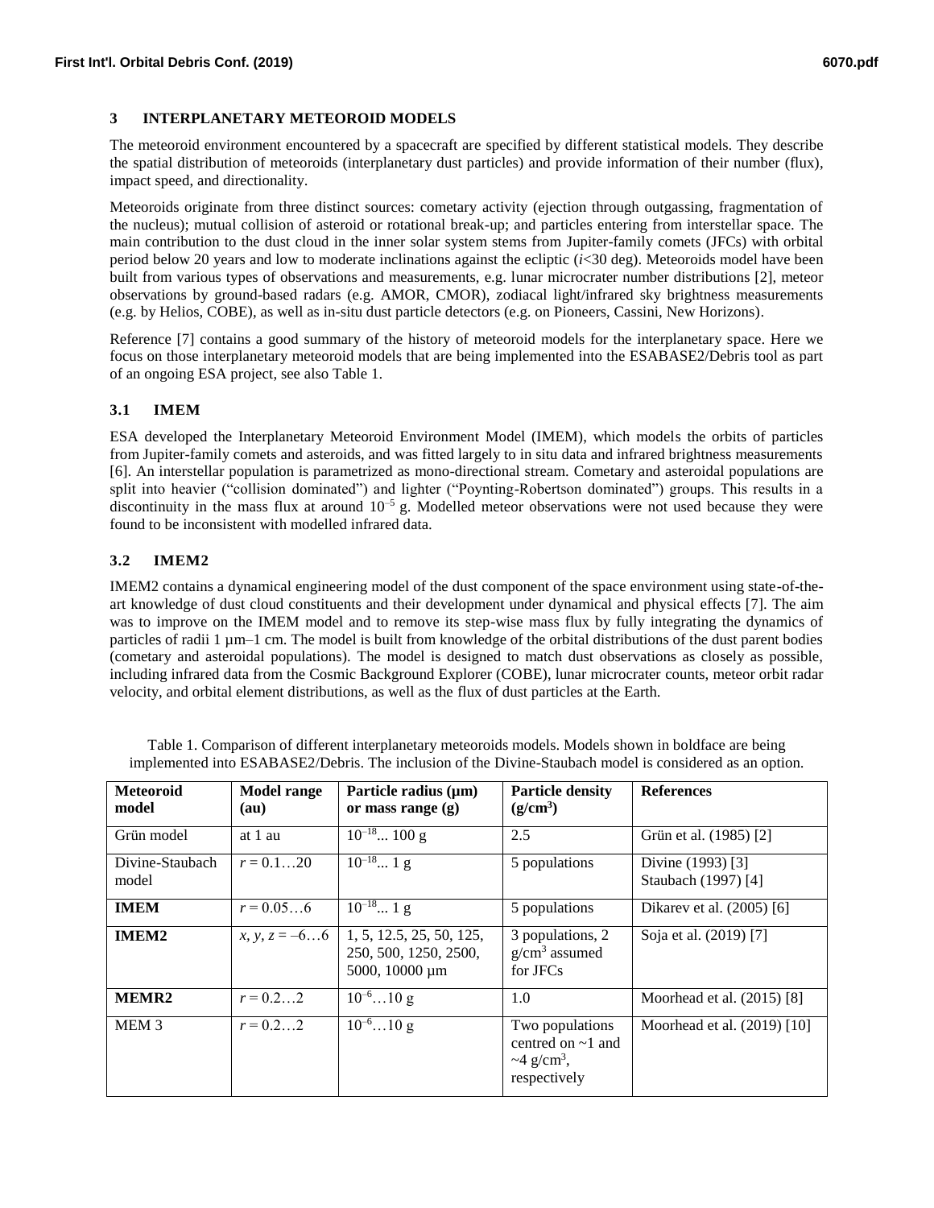## 3 INTERPLANETARY METEOROID MODELS

The meteoroid environment encountered by a spacecraft are specified by different statistical models. They describe the spatial distribution of meteoroids (interplanetary dust particles) and provide information of their number (flux), impact speed, and directionality.

Meteoroids originate from three distinct sources: cometary activity (ejection through outgassing, fragmentation of the nucleus); mutual collision of asteroid or rotational break-up; and particles entering from interstellar space. The main contribution to the dust cloud in the inner solar system stems from Jupiter-family comets (JFCs) with orbital period below 20 years and low to moderate inclinations against the ecliptic ($i$<30 deg). Meteoroids model have been built from various types of observations and measurements, e.g. lunar microcrater number distributions [2], meteor observations by ground-based radars (e.g. AMOR, CMOR), zodiacal light/infrared sky brightness measurements (e.g. by Helios, COBE), as well as in-situ dust particle detectors (e.g. on Pioneers, Cassini, New Horizons).

Reference [7] contains a good summary of the history of meteoroid models for the interplanetary space. Here we focus on those interplanetary meteoroid models that are being implemented into the ESABASE2/Debris tool as part of an ongoing ESA project, see also Table 1.

### 3.1 IMEM

ESA developed the Interplanetary Meteoroid Environment Model (IMEM), which models the orbits of particles from Jupiter-family comets and asteroids, and was fitted largely to in situ data and infrared brightness measurements [6]. An interstellar population is parametrized as mono-directional stream. Cometary and asteroidal populations are split into heavier ("collision dominated") and lighter ("Poynting-Robertson dominated") groups. This results in a discontinuity in the mass flux at around $10^{-5}$ g. Modelled meteor observations were not used because they were found to be inconsistent with modelled infrared data.

### 3.2 IMEM2

IMEM2 contains a dynamical engineering model of the dust component of the space environment using state-of-the-art knowledge of dust cloud constituents and their development under dynamical and physical effects [7]. The aim was to improve on the IMEM model and to remove its step-wise mass flux by fully integrating the dynamics of particles of radii 1 µm–1 cm. The model is built from knowledge of the orbital distributions of the dust parent bodies (cometary and asteroidal populations). The model is designed to match dust observations as closely as possible, including infrared data from the Cosmic Background Explorer (COBE), lunar microcrater counts, meteor orbit radar velocity, and orbital element distributions, as well as the flux of dust particles at the Earth.

Table 1. Comparison of different interplanetary meteoroids models. Models shown in boldface are being implemented into ESABASE2/Debris. The inclusion of the Divine-Staubach model is considered as an option.

| Meteoroid model | Model range (au) | Particle radius (µm) or mass range (g) | Particle density (g/cm$^3$) | References |
|---|---|---|---|---|
| Grün model | at 1 au | $10^{-18}$... 100 g | 2.5 | Grün et al. (1985) [2] |
| Divine-Staubach model | $r$ = 0.1…20 | $10^{-18}$... 1 g | 5 populations | Divine (1993) [3] Staubach (1997) [4] |
| **IMEM** | $r$ = 0.05…6 | $10^{-18}$... 1 g | 5 populations | Dikarev et al. (2005) [6] |
| **IMEM2** | $x, y, z$ = –6…6 | 1, 5, 12.5, 25, 50, 125, 250, 500, 1250, 2500, 5000, 10000 µm | 3 populations, 2 g/cm$^3$ assumed for JFCs | Soja et al. (2019) [7] |
| **MEMR2** | $r$ = 0.2…2 | $10^{-6}$…10 g | 1.0 | Moorhead et al. (2015) [8] |
| MEM 3 | $r$ = 0.2…2 | $10^{-6}$…10 g | Two populations centred on ~1 and ~4 g/cm$^3$, respectively | Moorhead et al. (2019) [10] |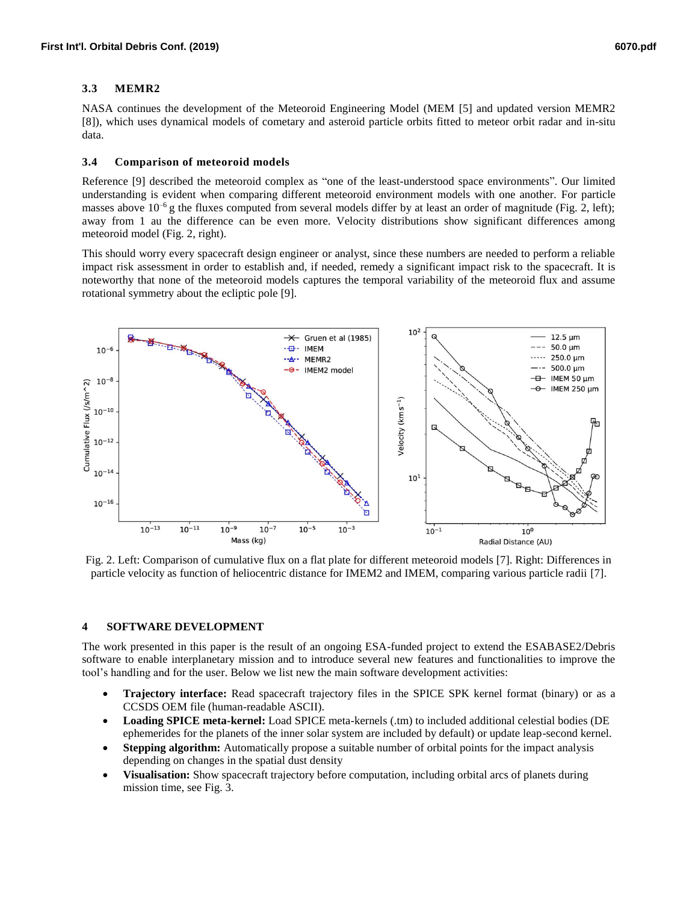### 3.3 MEMR2

NASA continues the development of the Meteoroid Engineering Model (MEM [5] and updated version MEMR2 [8]), which uses dynamical models of cometary and asteroid particle orbits fitted to meteor orbit radar and in-situ data.

### 3.4 Comparison of meteoroid models

Reference [9] described the meteoroid complex as "one of the least-understood space environments". Our limited understanding is evident when comparing different meteoroid environment models with one another. For particle masses above $10^{-6}$ g the fluxes computed from several models differ by at least an order of magnitude (Fig. 2, left); away from 1 au the difference can be even more. Velocity distributions show significant differences among meteoroid model (Fig. 2, right).

This should worry every spacecraft design engineer or analyst, since these numbers are needed to perform a reliable impact risk assessment in order to establish and, if needed, remedy a significant impact risk to the spacecraft. It is noteworthy that none of the meteoroid models captures the temporal variability of the meteoroid flux and assume rotational symmetry about the ecliptic pole [9].

Fig. 2. Left: Comparison of cumulative flux on a flat plate for different meteoroid models [7]. Right: Differences in particle velocity as function of heliocentric distance for IMEM2 and IMEM, comparing various particle radii [7].

## 4 SOFTWARE DEVELOPMENT

The work presented in this paper is the result of an ongoing ESA-funded project to extend the ESABASE2/Debris software to enable interplanetary mission and to introduce several new features and functionalities to improve the tool's handling and for the user. Below we list new the main software development activities:

- **Trajectory interface:** Read spacecraft trajectory files in the SPICE SPK kernel format (binary) or as a CCSDS OEM file (human-readable ASCII).
- **Loading SPICE meta-kernel:** Load SPICE meta-kernels (.tm) to included additional celestial bodies (DE ephemerides for the planets of the inner solar system are included by default) or update leap-second kernel.
- **Stepping algorithm:** Automatically propose a suitable number of orbital points for the impact analysis depending on changes in the spatial dust density
- **Visualisation:** Show spacecraft trajectory before computation, including orbital arcs of planets during mission time, see Fig. 3.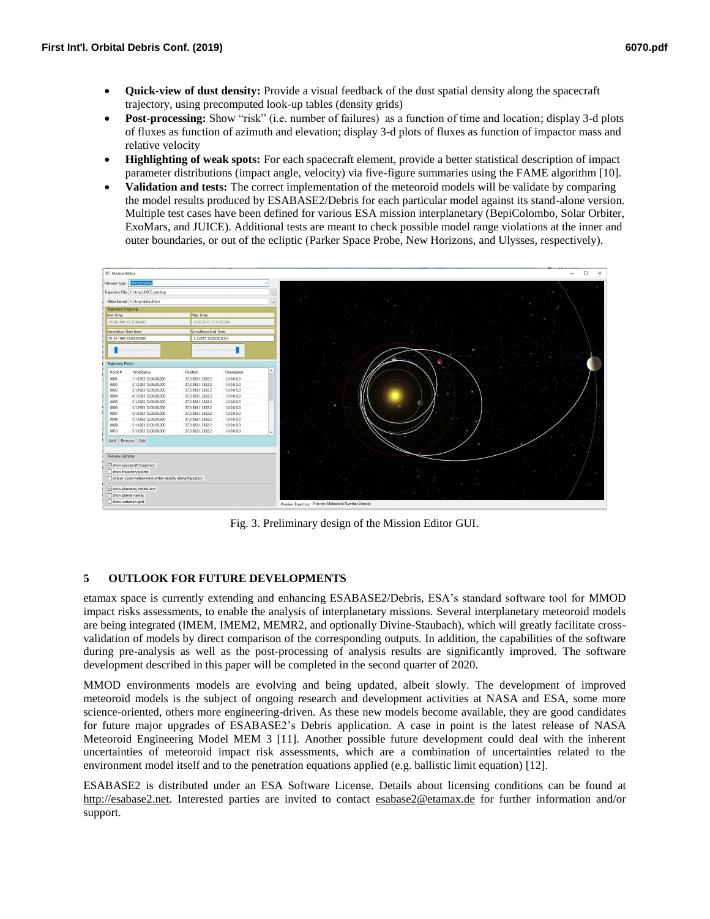- **Quick-view of dust density:** Provide a visual feedback of the dust spatial density along the spacecraft trajectory, using precomputed look-up tables (density grids)
- **Post-processing:** Show "risk" (i.e. number of failures) as a function of time and location; display 3-d plots of fluxes as function of azimuth and elevation; display 3-d plots of fluxes as function of impactor mass and relative velocity
- **Highlighting of weak spots:** For each spacecraft element, provide a better statistical description of impact parameter distributions (impact angle, velocity) via five-figure summaries using the FAME algorithm [10].
- **Validation and tests:** The correct implementation of the meteoroid models will be validate by comparing the model results produced by ESABASE2/Debris for each particular model against its stand-alone version. Multiple test cases have been defined for various ESA mission interplanetary (BepiColombo, Solar Orbiter, ExoMars, and JUICE). Additional tests are meant to check possible model range violations at the inner and outer boundaries, or out of the ecliptic (Parker Space Probe, New Horizons, and Ulysses, respectively).

Fig. 3. Preliminary design of the Mission Editor GUI.

## 5 OUTLOOK FOR FUTURE DEVELOPMENTS

etamax space is currently extending and enhancing ESABASE2/Debris, ESA's standard software tool for MMOD impact risks assessments, to enable the analysis of interplanetary missions. Several interplanetary meteoroid models are being integrated (IMEM, IMEM2, MEMR2, and optionally Divine-Staubach), which will greatly facilitate cross-validation of models by direct comparison of the corresponding outputs. In addition, the capabilities of the software during pre-analysis as well as the post-processing of analysis results are significantly improved. The software development described in this paper will be completed in the second quarter of 2020.

MMOD environments models are evolving and being updated, albeit slowly. The development of improved meteoroid models is the subject of ongoing research and development activities at NASA and ESA, some more science-oriented, others more engineering-driven. As these new models become available, they are good candidates for future major upgrades of ESABASE2's Debris application. A case in point is the latest release of NASA Meteoroid Engineering Model MEM 3 [11]. Another possible future development could deal with the inherent uncertainties of meteoroid impact risk assessments, which are a combination of uncertainties related to the environment model itself and to the penetration equations applied (e.g. ballistic limit equation) [12].

ESABASE2 is distributed under an ESA Software License. Details about licensing conditions can be found at http://esabase2.net. Interested parties are invited to contact esabase2@etamax.de for further information and/or support.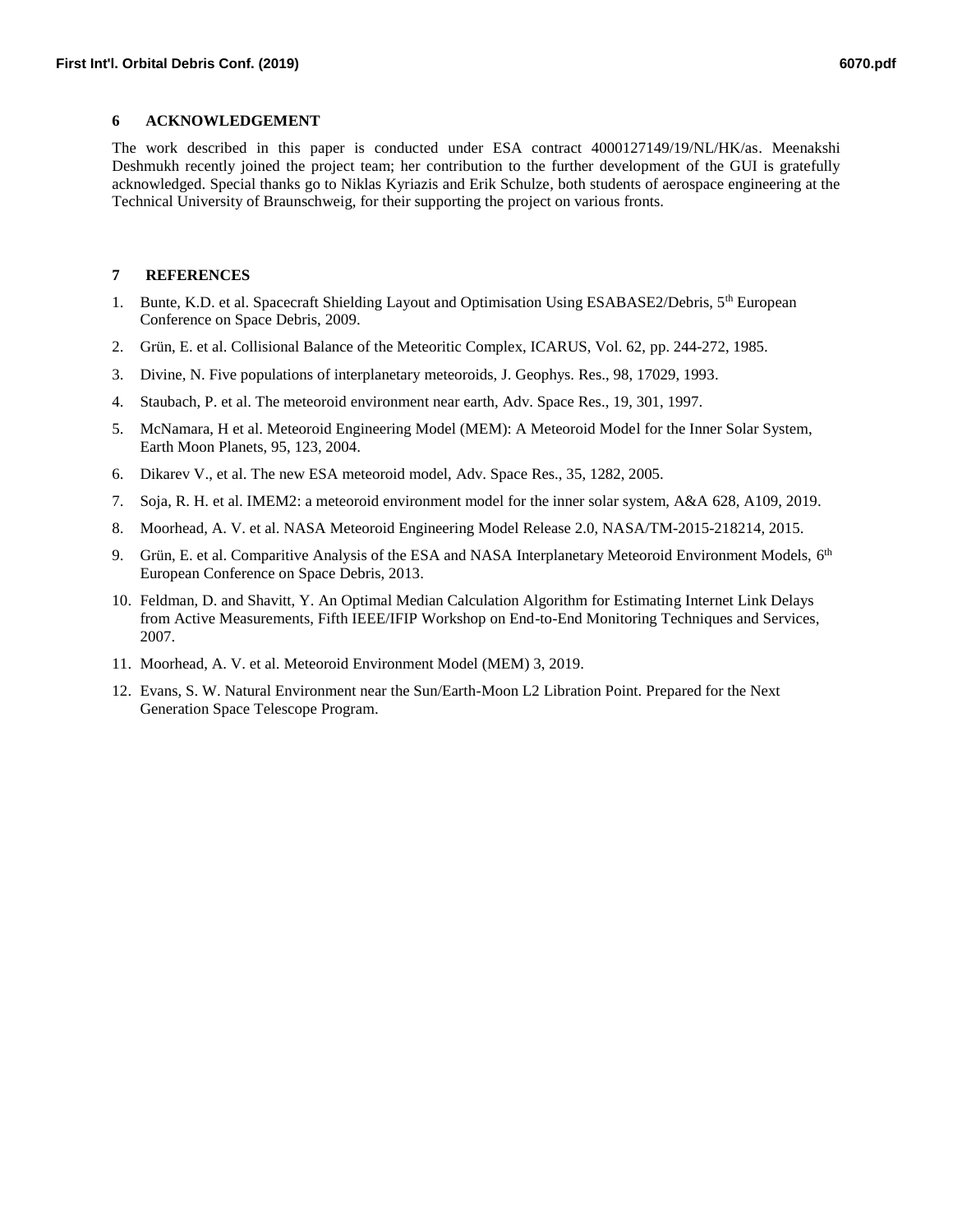## 6 ACKNOWLEDGEMENT

The work described in this paper is conducted under ESA contract 4000127149/19/NL/HK/as. Meenakshi Deshmukh recently joined the project team; her contribution to the further development of the GUI is gratefully acknowledged. Special thanks go to Niklas Kyriazis and Erik Schulze, both students of aerospace engineering at the Technical University of Braunschweig, for their supporting the project on various fronts.

## 7 REFERENCES

1. Bunte, K.D. et al. Spacecraft Shielding Layout and Optimisation Using ESABASE2/Debris, 5th European Conference on Space Debris, 2009.
2. Grün, E. et al. Collisional Balance of the Meteoritic Complex, ICARUS, Vol. 62, pp. 244-272, 1985.
3. Divine, N. Five populations of interplanetary meteoroids, J. Geophys. Res., 98, 17029, 1993.
4. Staubach, P. et al. The meteoroid environment near earth, Adv. Space Res., 19, 301, 1997.
5. McNamara, H et al. Meteoroid Engineering Model (MEM): A Meteoroid Model for the Inner Solar System, Earth Moon Planets, 95, 123, 2004.
6. Dikarev V., et al. The new ESA meteoroid model, Adv. Space Res., 35, 1282, 2005.
7. Soja, R. H. et al. IMEM2: a meteoroid environment model for the inner solar system, A&A 628, A109, 2019.
8. Moorhead, A. V. et al. NASA Meteoroid Engineering Model Release 2.0, NASA/TM-2015-218214, 2015.
9. Grün, E. et al. Comparitive Analysis of the ESA and NASA Interplanetary Meteoroid Environment Models, 6th European Conference on Space Debris, 2013.
10. Feldman, D. and Shavitt, Y. An Optimal Median Calculation Algorithm for Estimating Internet Link Delays from Active Measurements, Fifth IEEE/IFIP Workshop on End-to-End Monitoring Techniques and Services, 2007.
11. Moorhead, A. V. et al. Meteoroid Environment Model (MEM) 3, 2019.
12. Evans, S. W. Natural Environment near the Sun/Earth-Moon L2 Libration Point. Prepared for the Next Generation Space Telescope Program.